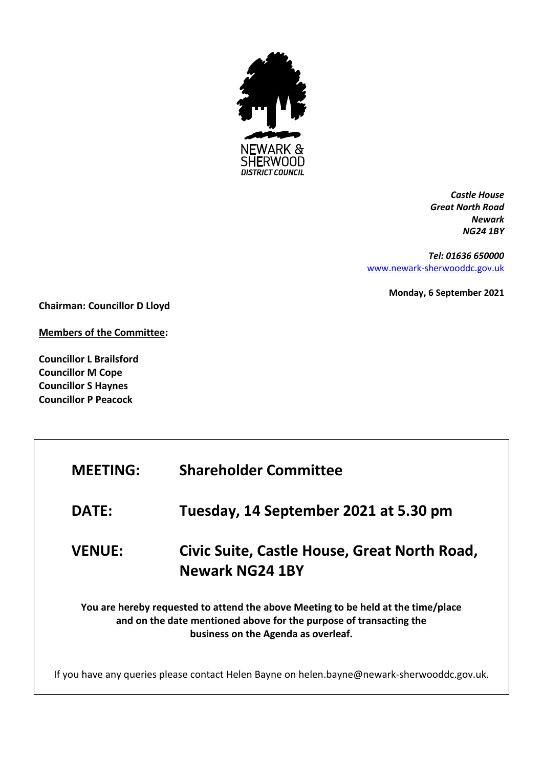NEWARK & SHERWOOD DISTRICT COUNCIL

*Castle House*
*Great North Road*
*Newark*
*NG24 1BY*

*Tel: 01636 650000*
www.newark-sherwooddc.gov.uk

**Monday, 6 September 2021**

**Chairman: Councillor D Lloyd**

**Members of the Committee:**

**Councillor L Brailsford**
**Councillor M Cope**
**Councillor S Haynes**
**Councillor P Peacock**

| | |
|---|---|
| **MEETING:** | **Shareholder Committee** |
| **DATE:** | **Tuesday, 14 September 2021 at 5.30 pm** |
| **VENUE:** | **Civic Suite, Castle House, Great North Road, Newark NG24 1BY** |

**You are hereby requested to attend the above Meeting to be held at the time/place and on the date mentioned above for the purpose of transacting the business on the Agenda as overleaf.**

If you have any queries please contact Helen Bayne on helen.bayne@newark-sherwooddc.gov.uk.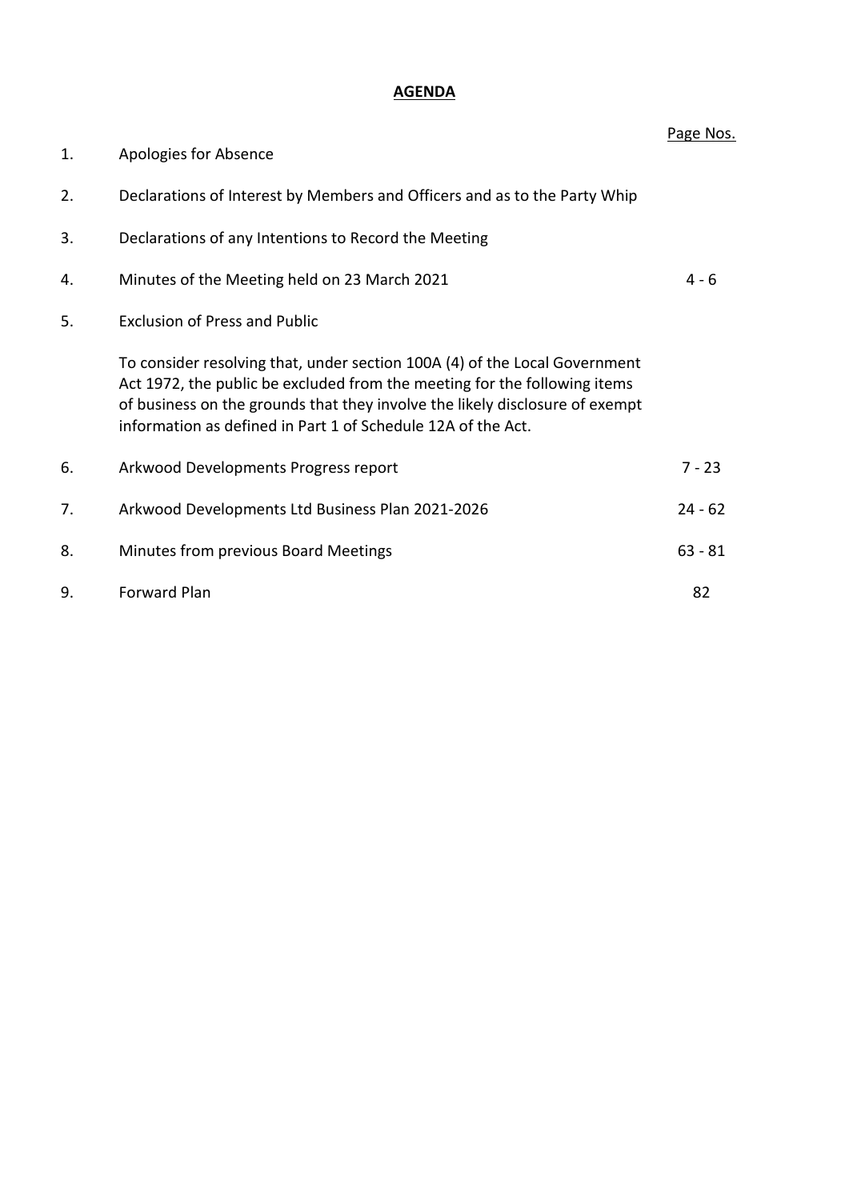# **AGENDA**

| | | Page Nos. |
|---|---|---|
| 1. | Apologies for Absence | |
| 2. | Declarations of Interest by Members and Officers and as to the Party Whip | |
| 3. | Declarations of any Intentions to Record the Meeting | |
| 4. | Minutes of the Meeting held on 23 March 2021 | 4 - 6 |
| 5. | Exclusion of Press and Public<br><br>To consider resolving that, under section 100A (4) of the Local Government Act 1972, the public be excluded from the meeting for the following items of business on the grounds that they involve the likely disclosure of exempt information as defined in Part 1 of Schedule 12A of the Act. | |
| 6. | Arkwood Developments Progress report | 7 - 23 |
| 7. | Arkwood Developments Ltd Business Plan 2021-2026 | 24 - 62 |
| 8. | Minutes from previous Board Meetings | 63 - 81 |
| 9. | Forward Plan | 82 |